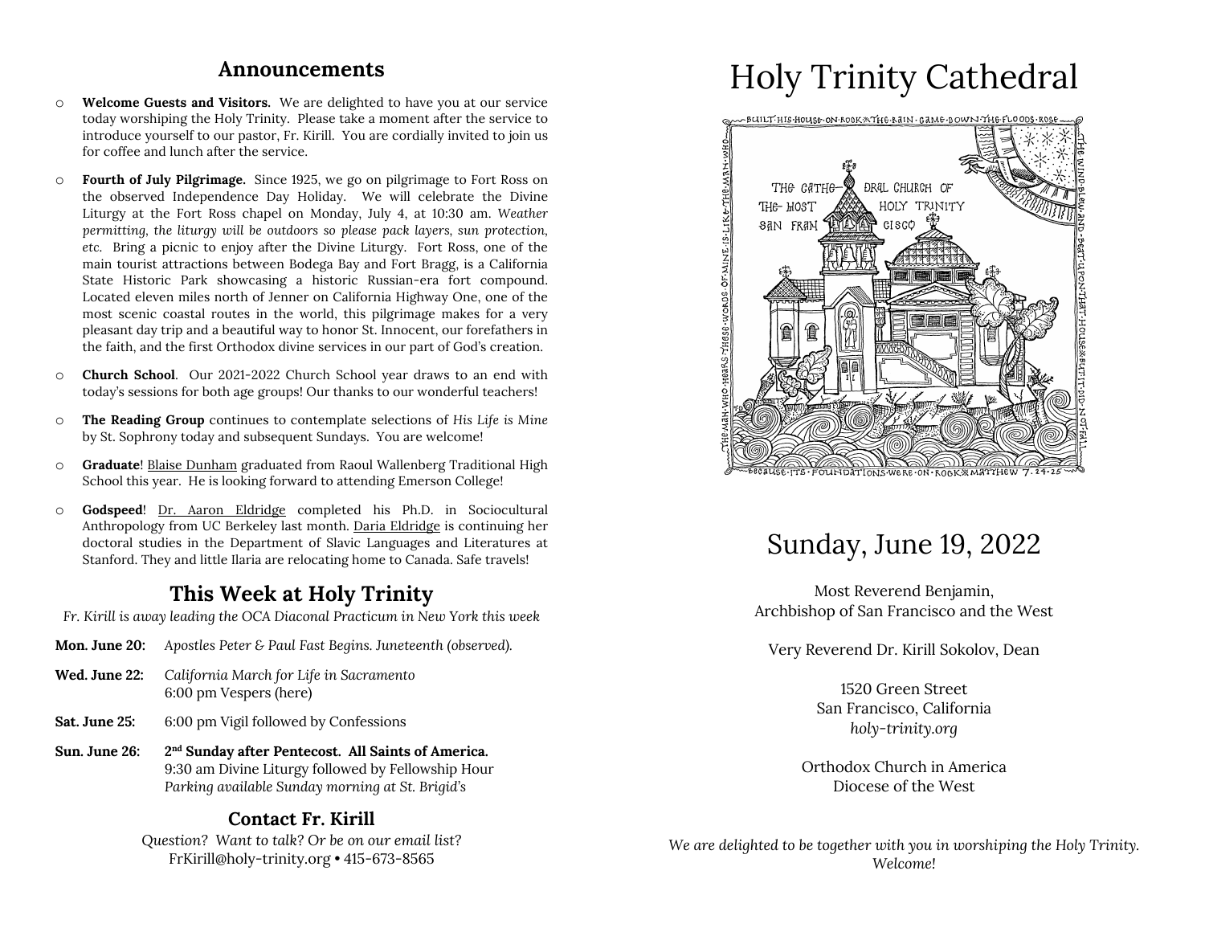## Announcements

- **Welcome Guests and Visitors.** We are delighted to have you at our service today worshiping the Holy Trinity. Please take a moment after the service to introduce yourself to our pastor, Fr. Kirill. You are cordially invited to join us for coffee and lunch after the service.

- **Fourth of July Pilgrimage.** Since 1925, we go on pilgrimage to Fort Ross on the observed Independence Day Holiday. We will celebrate the Divine Liturgy at the Fort Ross chapel on Monday, July 4, at 10:30 am. *Weather permitting, the liturgy will be outdoors so please pack layers, sun protection, etc.* Bring a picnic to enjoy after the Divine Liturgy. Fort Ross, one of the main tourist attractions between Bodega Bay and Fort Bragg, is a California State Historic Park showcasing a historic Russian-era fort compound. Located eleven miles north of Jenner on California Highway One, one of the most scenic coastal routes in the world, this pilgrimage makes for a very pleasant day trip and a beautiful way to honor St. Innocent, our forefathers in the faith, and the first Orthodox divine services in our part of God's creation.

- **Church School**. Our 2021-2022 Church School year draws to an end with today's sessions for both age groups! Our thanks to our wonderful teachers!

- **The Reading Group** continues to contemplate selections of *His Life is Mine* by St. Sophrony today and subsequent Sundays. You are welcome!

- **Graduate**! Blaise Dunham graduated from Raoul Wallenberg Traditional High School this year. He is looking forward to attending Emerson College!

- **Godspeed**! Dr. Aaron Eldridge completed his Ph.D. in Sociocultural Anthropology from UC Berkeley last month. Daria Eldridge is continuing her doctoral studies in the Department of Slavic Languages and Literatures at Stanford. They and little Ilaria are relocating home to Canada. Safe travels!

## This Week at Holy Trinity

*Fr. Kirill is away leading the OCA Diaconal Practicum in New York this week*

**Mon. June 20:** *Apostles Peter & Paul Fast Begins. Juneteenth (observed).*

**Wed. June 22:** *California March for Life in Sacramento*
6:00 pm Vespers (here)

**Sat. June 25:** 6:00 pm Vigil followed by Confessions

**Sun. June 26:** **2nd Sunday after Pentecost. All Saints of America.**
9:30 am Divine Liturgy followed by Fellowship Hour
*Parking available Sunday morning at St. Brigid's*

### Contact Fr. Kirill

*Question? Want to talk? Or be on our email list?*
FrKirill@holy-trinity.org • 415-673-8565

# Holy Trinity Cathedral

BUILT HIS HOUSE ON ROCK ※ THE RAIN CAME DOWN THE FLOODS ROSE ※ THE WIND BLEW AND BEAT UPON THAT HOUSE ※ BUT IT DID NOT FALL ※ BECAUSE ITS FOUNDATIONS WERE ON ROCK ※ MATTHEW 7:24-25 ※ THE MAN WHO HEARS THESE WORDS OF MINE IS LIKE THE MAN WHO

THE CATHEDRAL CHURCH OF THE MOST HOLY TRINITY SAN FRANCISCO

## Sunday, June 19, 2022

Most Reverend Benjamin,
Archbishop of San Francisco and the West

Very Reverend Dr. Kirill Sokolov, Dean

1520 Green Street
San Francisco, California
*holy-trinity.org*

Orthodox Church in America
Diocese of the West

*We are delighted to be together with you in worshiping the Holy Trinity. Welcome!*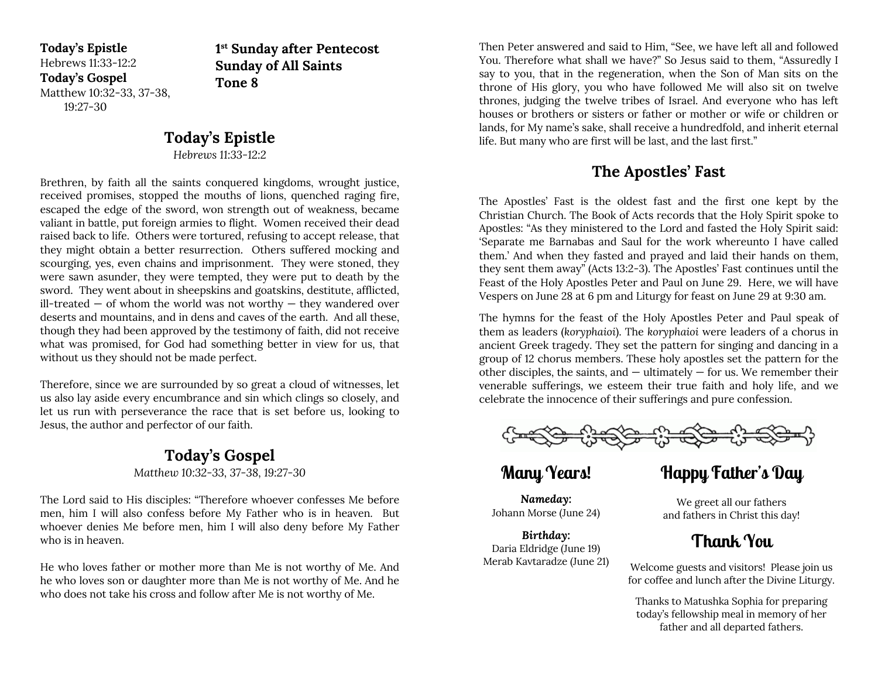**Today's Epistle**
Hebrews 11:33-12:2
**Today's Gospel**
Matthew 10:32-33, 37-38, 19:27-30

**1st Sunday after Pentecost**
**Sunday of All Saints**
**Tone 8**

## Today's Epistle

*Hebrews 11:33-12:2*

Brethren, by faith all the saints conquered kingdoms, wrought justice, received promises, stopped the mouths of lions, quenched raging fire, escaped the edge of the sword, won strength out of weakness, became valiant in battle, put foreign armies to flight. Women received their dead raised back to life. Others were tortured, refusing to accept release, that they might obtain a better resurrection. Others suffered mocking and scourging, yes, even chains and imprisonment. They were stoned, they were sawn asunder, they were tempted, they were put to death by the sword. They went about in sheepskins and goatskins, destitute, afflicted, ill-treated — of whom the world was not worthy — they wandered over deserts and mountains, and in dens and caves of the earth. And all these, though they had been approved by the testimony of faith, did not receive what was promised, for God had something better in view for us, that without us they should not be made perfect.

Therefore, since we are surrounded by so great a cloud of witnesses, let us also lay aside every encumbrance and sin which clings so closely, and let us run with perseverance the race that is set before us, looking to Jesus, the author and perfector of our faith.

## Today's Gospel

*Matthew 10:32-33, 37-38, 19:27-30*

The Lord said to His disciples: "Therefore whoever confesses Me before men, him I will also confess before My Father who is in heaven. But whoever denies Me before men, him I will also deny before My Father who is in heaven.

He who loves father or mother more than Me is not worthy of Me. And he who loves son or daughter more than Me is not worthy of Me. And he who does not take his cross and follow after Me is not worthy of Me.

Then Peter answered and said to Him, "See, we have left all and followed You. Therefore what shall we have?" So Jesus said to them, "Assuredly I say to you, that in the regeneration, when the Son of Man sits on the throne of His glory, you who have followed Me will also sit on twelve thrones, judging the twelve tribes of Israel. And everyone who has left houses or brothers or sisters or father or mother or wife or children or lands, for My name's sake, shall receive a hundredfold, and inherit eternal life. But many who are first will be last, and the last first."

## The Apostles' Fast

The Apostles' Fast is the oldest fast and the first one kept by the Christian Church. The Book of Acts records that the Holy Spirit spoke to Apostles: "As they ministered to the Lord and fasted the Holy Spirit said: 'Separate me Barnabas and Saul for the work whereunto I have called them.' And when they fasted and prayed and laid their hands on them, they sent them away" (Acts 13:2-3). The Apostles' Fast continues until the Feast of the Holy Apostles Peter and Paul on June 29. Here, we will have Vespers on June 28 at 6 pm and Liturgy for feast on June 29 at 9:30 am.

The hymns for the feast of the Holy Apostles Peter and Paul speak of them as leaders (*koryphaioi*). The *koryphaioi* were leaders of a chorus in ancient Greek tragedy. They set the pattern for singing and dancing in a group of 12 chorus members. These holy apostles set the pattern for the other disciples, the saints, and — ultimately — for us. We remember their venerable sufferings, we esteem their true faith and holy life, and we celebrate the innocence of their sufferings and pure confession.

## Many Years!

***Nameday:***
Johann Morse (June 24)

***Birthday:***
Daria Eldridge (June 19)
Merab Kavtaradze (June 21)

## Happy Father's Day

We greet all our fathers
and fathers in Christ this day!

## Thank You

Welcome guests and visitors! Please join us for coffee and lunch after the Divine Liturgy.

Thanks to Matushka Sophia for preparing today's fellowship meal in memory of her father and all departed fathers.